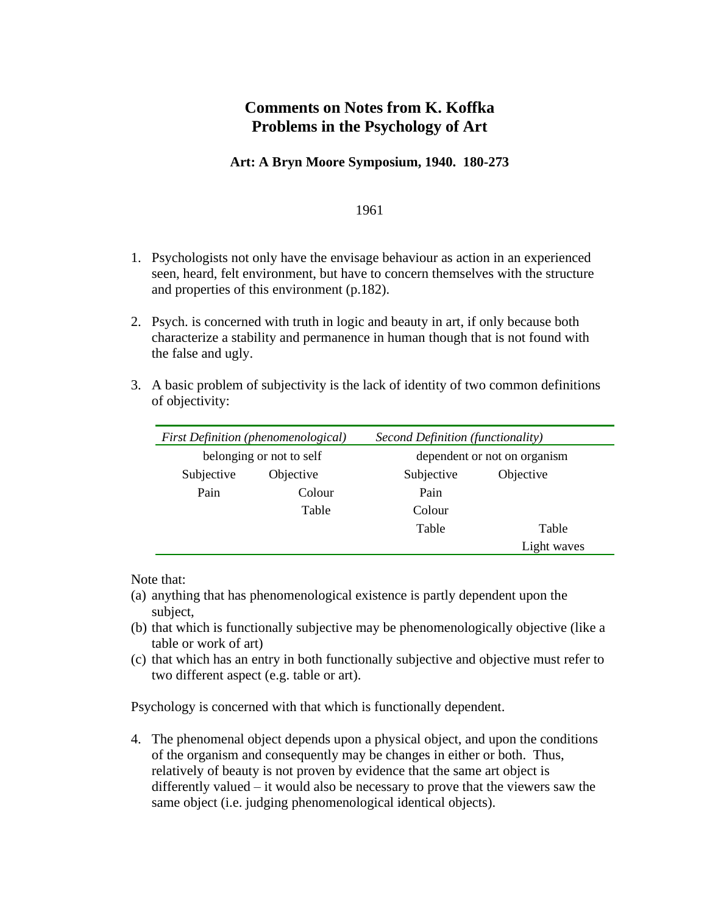# Comments on Notes from K. Koffka
# Problems in the Psychology of Art

**Art: A Bryn Moore Symposium, 1940. 180-273**

1961

1. Psychologists not only have the envisage behaviour as action in an experienced seen, heard, felt environment, but have to concern themselves with the structure and properties of this environment (p.182).

2. Psych. is concerned with truth in logic and beauty in art, if only because both characterize a stability and permanence in human though that is not found with the false and ugly.

3. A basic problem of subjectivity is the lack of identity of two common definitions of objectivity:

| *First Definition (phenomenological)* | | *Second Definition (functionality)* | |
|---|---|---|---|
| belonging or not to self | | dependent or not on organism | |
| Subjective | Objective | Subjective | Objective |
| Pain | Colour | Pain | |
| | Table | Colour | |
| | | Table | Table |
| | | | Light waves |

Note that:
(a) anything that has phenomenological existence is partly dependent upon the subject,
(b) that which is functionally subjective may be phenomenologically objective (like a table or work of art)
(c) that which has an entry in both functionally subjective and objective must refer to two different aspect (e.g. table or art).

Psychology is concerned with that which is functionally dependent.

4. The phenomenal object depends upon a physical object, and upon the conditions of the organism and consequently may be changes in either or both. Thus, relatively of beauty is not proven by evidence that the same art object is differently valued – it would also be necessary to prove that the viewers saw the same object (i.e. judging phenomenological identical objects).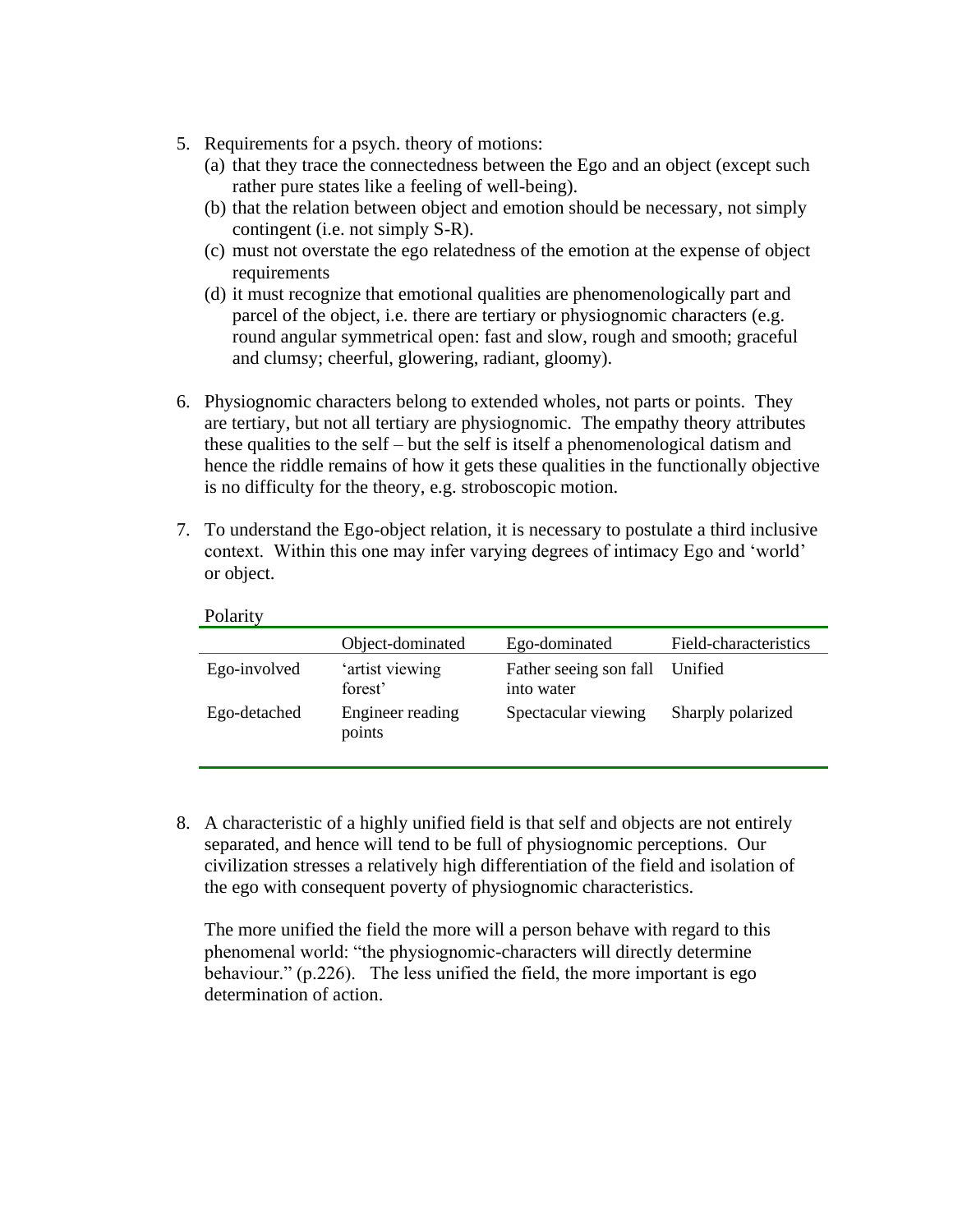5. Requirements for a psych. theory of motions:
   (a) that they trace the connectedness between the Ego and an object (except such rather pure states like a feeling of well-being).
   (b) that the relation between object and emotion should be necessary, not simply contingent (i.e. not simply S-R).
   (c) must not overstate the ego relatedness of the emotion at the expense of object requirements
   (d) it must recognize that emotional qualities are phenomenologically part and parcel of the object, i.e. there are tertiary or physiognomic characters (e.g. round angular symmetrical open: fast and slow, rough and smooth; graceful and clumsy; cheerful, glowering, radiant, gloomy).

6. Physiognomic characters belong to extended wholes, not parts or points. They are tertiary, but not all tertiary are physiognomic. The empathy theory attributes these qualities to the self – but the self is itself a phenomenological datism and hence the riddle remains of how it gets these qualities in the functionally objective is no difficulty for the theory, e.g. stroboscopic motion.

7. To understand the Ego-object relation, it is necessary to postulate a third inclusive context. Within this one may infer varying degrees of intimacy Ego and 'world' or object.

Polarity

| | Object-dominated | Ego-dominated | Field-characteristics |
|---|---|---|---|
| Ego-involved | 'artist viewing forest' | Father seeing son fall into water | Unified |
| Ego-detached | Engineer reading points | Spectacular viewing | Sharply polarized |

8. A characteristic of a highly unified field is that self and objects are not entirely separated, and hence will tend to be full of physiognomic perceptions. Our civilization stresses a relatively high differentiation of the field and isolation of the ego with consequent poverty of physiognomic characteristics.

   The more unified the field the more will a person behave with regard to this phenomenal world: "the physiognomic-characters will directly determine behaviour." (p.226). The less unified the field, the more important is ego determination of action.